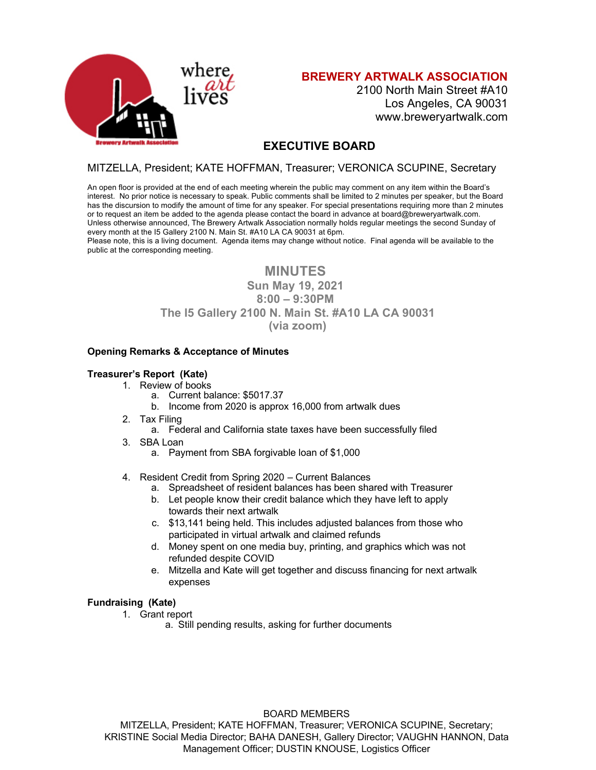where art lives

**BREWERY ARTWALK ASSOCIATION**
2100 North Main Street #A10
Los Angeles, CA 90031
www.breweryartwalk.com

## EXECUTIVE BOARD

MITZELLA, President; KATE HOFFMAN, Treasurer; VERONICA SCUPINE, Secretary

An open floor is provided at the end of each meeting wherein the public may comment on any item within the Board's interest. No prior notice is necessary to speak. Public comments shall be limited to 2 minutes per speaker, but the Board has the discursion to modify the amount of time for any speaker. For special presentations requiring more than 2 minutes or to request an item be added to the agenda please contact the board in advance at board@breweryartwalk.com. Unless otherwise announced, The Brewery Artwalk Association normally holds regular meetings the second Sunday of every month at the I5 Gallery 2100 N. Main St. #A10 LA CA 90031 at 6pm.
Please note, this is a living document. Agenda items may change without notice. Final agenda will be available to the public at the corresponding meeting.

# MINUTES

**Sun May 19, 2021**
**8:00 – 9:30PM**
**The I5 Gallery 2100 N. Main St. #A10 LA CA 90031**
**(via zoom)**

**Opening Remarks & Acceptance of Minutes**

**Treasurer's Report (Kate)**

1. Review of books
   a. Current balance: $5017.37
   b. Income from 2020 is approx 16,000 from artwalk dues
2. Tax Filing
   a. Federal and California state taxes have been successfully filed
3. SBA Loan
   a. Payment from SBA forgivable loan of $1,000
4. Resident Credit from Spring 2020 – Current Balances
   a. Spreadsheet of resident balances has been shared with Treasurer
   b. Let people know their credit balance which they have left to apply towards their next artwalk
   c. $13,141 being held. This includes adjusted balances from those who participated in virtual artwalk and claimed refunds
   d. Money spent on one media buy, printing, and graphics which was not refunded despite COVID
   e. Mitzella and Kate will get together and discuss financing for next artwalk expenses

**Fundraising (Kate)**

1. Grant report
   a. Still pending results, asking for further documents

BOARD MEMBERS
MITZELLA, President; KATE HOFFMAN, Treasurer; VERONICA SCUPINE, Secretary; KRISTINE Social Media Director; BAHA DANESH, Gallery Director; VAUGHN HANNON, Data Management Officer; DUSTIN KNOUSE, Logistics Officer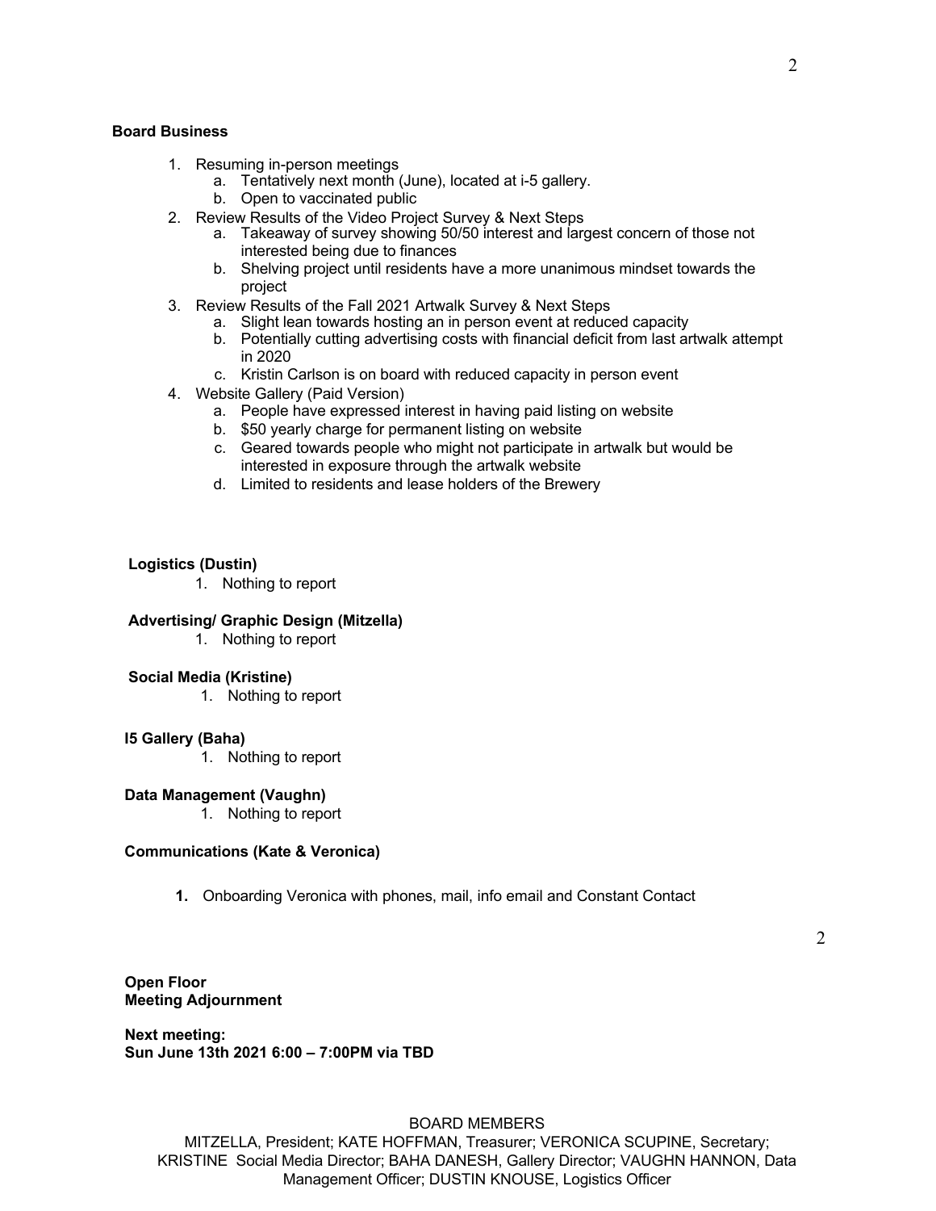**Board Business**

1. Resuming in-person meetings
    a. Tentatively next month (June), located at i-5 gallery.
    b. Open to vaccinated public
2. Review Results of the Video Project Survey & Next Steps
    a. Takeaway of survey showing 50/50 interest and largest concern of those not interested being due to finances
    b. Shelving project until residents have a more unanimous mindset towards the project
3. Review Results of the Fall 2021 Artwalk Survey & Next Steps
    a. Slight lean towards hosting an in person event at reduced capacity
    b. Potentially cutting advertising costs with financial deficit from last artwalk attempt in 2020
    c. Kristin Carlson is on board with reduced capacity in person event
4. Website Gallery (Paid Version)
    a. People have expressed interest in having paid listing on website
    b. $50 yearly charge for permanent listing on website
    c. Geared towards people who might not participate in artwalk but would be interested in exposure through the artwalk website
    d. Limited to residents and lease holders of the Brewery

**Logistics (Dustin)**

1. Nothing to report

**Advertising/ Graphic Design (Mitzella)**

1. Nothing to report

**Social Media (Kristine)**

1. Nothing to report

**I5 Gallery (Baha)**

1. Nothing to report

**Data Management (Vaughn)**

1. Nothing to report

**Communications (Kate & Veronica)**

1. Onboarding Veronica with phones, mail, info email and Constant Contact

**Open Floor**
**Meeting Adjournment**

**Next meeting:**
**Sun June 13th 2021 6:00 – 7:00PM via TBD**

BOARD MEMBERS
MITZELLA, President; KATE HOFFMAN, Treasurer; VERONICA SCUPINE, Secretary; KRISTINE Social Media Director; BAHA DANESH, Gallery Director; VAUGHN HANNON, Data Management Officer; DUSTIN KNOUSE, Logistics Officer